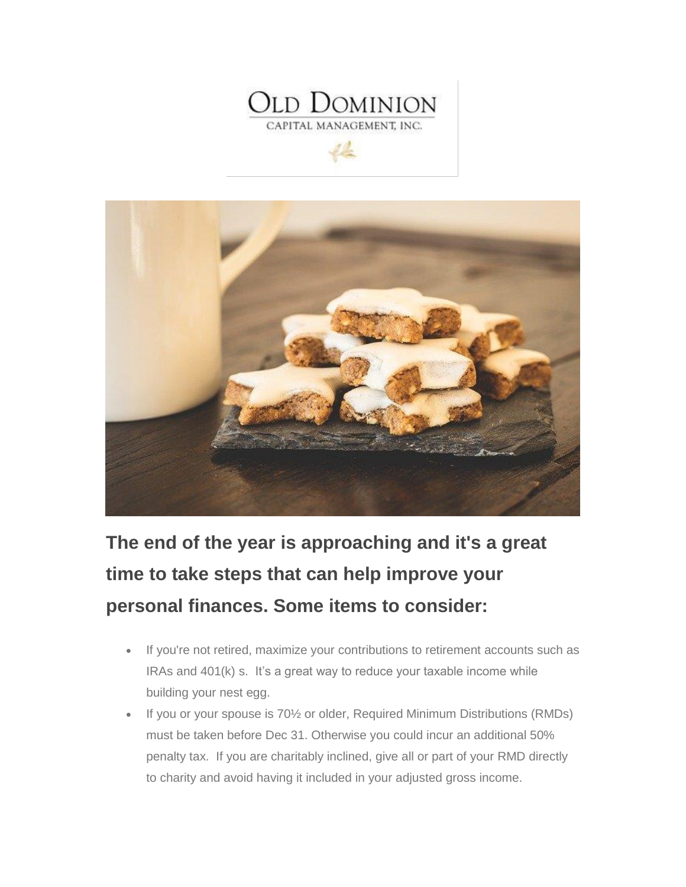OLD DOMINION

CAPITAL MANAGEMENT, INC.

## The end of the year is approaching and it's a great time to take steps that can help improve your personal finances. Some items to consider:

- If you're not retired, maximize your contributions to retirement accounts such as IRAs and 401(k) s. It's a great way to reduce your taxable income while building your nest egg.
- If you or your spouse is 70½ or older, Required Minimum Distributions (RMDs) must be taken before Dec 31. Otherwise you could incur an additional 50% penalty tax. If you are charitably inclined, give all or part of your RMD directly to charity and avoid having it included in your adjusted gross income.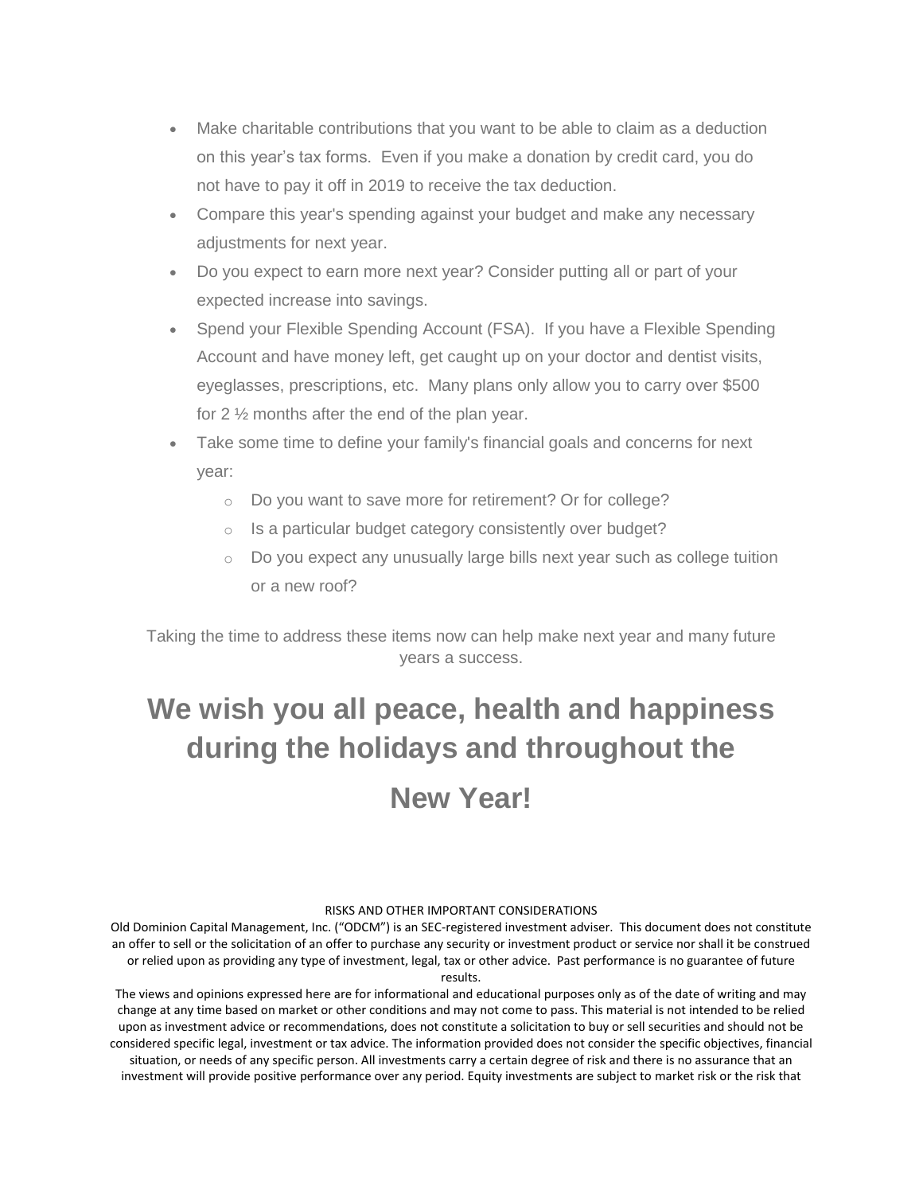- Make charitable contributions that you want to be able to claim as a deduction on this year's tax forms. Even if you make a donation by credit card, you do not have to pay it off in 2019 to receive the tax deduction.
- Compare this year's spending against your budget and make any necessary adjustments for next year.
- Do you expect to earn more next year? Consider putting all or part of your expected increase into savings.
- Spend your Flexible Spending Account (FSA). If you have a Flexible Spending Account and have money left, get caught up on your doctor and dentist visits, eyeglasses, prescriptions, etc. Many plans only allow you to carry over $500 for 2 ½ months after the end of the plan year.
- Take some time to define your family's financial goals and concerns for next year:
  - Do you want to save more for retirement? Or for college?
  - Is a particular budget category consistently over budget?
  - Do you expect any unusually large bills next year such as college tuition or a new roof?

Taking the time to address these items now can help make next year and many future years a success.

## We wish you all peace, health and happiness during the holidays and throughout the New Year!

RISKS AND OTHER IMPORTANT CONSIDERATIONS

Old Dominion Capital Management, Inc. ("ODCM") is an SEC-registered investment adviser. This document does not constitute an offer to sell or the solicitation of an offer to purchase any security or investment product or service nor shall it be construed or relied upon as providing any type of investment, legal, tax or other advice. Past performance is no guarantee of future results.

The views and opinions expressed here are for informational and educational purposes only as of the date of writing and may change at any time based on market or other conditions and may not come to pass. This material is not intended to be relied upon as investment advice or recommendations, does not constitute a solicitation to buy or sell securities and should not be considered specific legal, investment or tax advice. The information provided does not consider the specific objectives, financial situation, or needs of any specific person. All investments carry a certain degree of risk and there is no assurance that an investment will provide positive performance over any period. Equity investments are subject to market risk or the risk that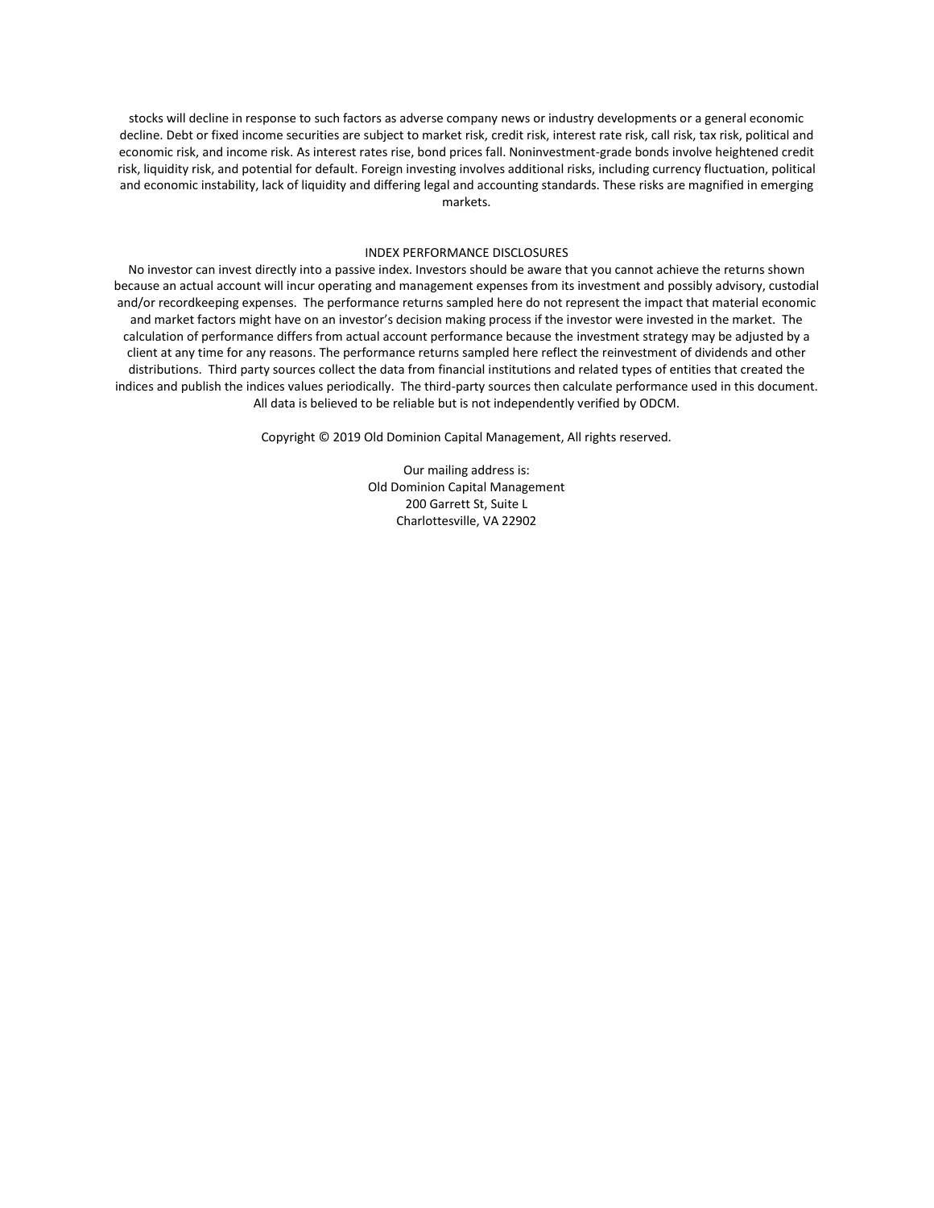stocks will decline in response to such factors as adverse company news or industry developments or a general economic decline. Debt or fixed income securities are subject to market risk, credit risk, interest rate risk, call risk, tax risk, political and economic risk, and income risk. As interest rates rise, bond prices fall. Noninvestment-grade bonds involve heightened credit risk, liquidity risk, and potential for default. Foreign investing involves additional risks, including currency fluctuation, political and economic instability, lack of liquidity and differing legal and accounting standards. These risks are magnified in emerging markets.

INDEX PERFORMANCE DISCLOSURES

No investor can invest directly into a passive index. Investors should be aware that you cannot achieve the returns shown because an actual account will incur operating and management expenses from its investment and possibly advisory, custodial and/or recordkeeping expenses. The performance returns sampled here do not represent the impact that material economic and market factors might have on an investor's decision making process if the investor were invested in the market. The calculation of performance differs from actual account performance because the investment strategy may be adjusted by a client at any time for any reasons. The performance returns sampled here reflect the reinvestment of dividends and other distributions. Third party sources collect the data from financial institutions and related types of entities that created the indices and publish the indices values periodically. The third-party sources then calculate performance used in this document. All data is believed to be reliable but is not independently verified by ODCM.

Copyright © 2019 Old Dominion Capital Management, All rights reserved.

Our mailing address is:
Old Dominion Capital Management
200 Garrett St, Suite L
Charlottesville, VA 22902